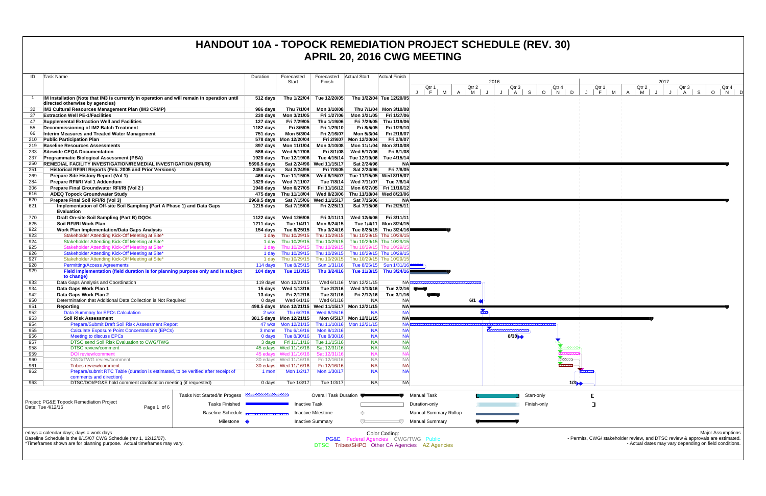# HANDOUT 10A - TOPOCK REMEDIATION PROJECT SCHEDULE (REV. 30)
## APRIL 20, 2016 CWG MEETING

| ID | Task Name | Duration | Forecasted Start | Forecasted Finish | Actual Start | Actual Finish |
|---|---|---|---|---|---|---|
| 1 | **IM Installation (Note that IM3 is currently in operation and will remain in operation until directed otherwise by agencies)** | **512 days** | **Thu 1/22/04** | **Tue 12/20/05** | **Thu 1/22/04** | **Tue 12/20/05** |
| 32 | **IM3 Cultural Resources Management Plan (IM3 CRMP)** | **986 days** | **Thu 7/1/04** | **Mon 3/10/08** | **Thu 7/1/04** | **Mon 3/10/08** |
| 37 | **Extraction Well PE-1/Facilities** | **230 days** | **Mon 3/21/05** | **Fri 1/27/06** | **Mon 3/21/05** | **Fri 1/27/06** |
| 47 | **Supplemental Extraction Well and Facilities** | **127 days** | **Fri 7/29/05** | **Thu 1/19/06** | **Fri 7/29/05** | **Thu 1/19/06** |
| 55 | **Decommissioning of IM2 Batch Treatment** | **1182 days** | **Fri 8/5/05** | **Fri 1/29/10** | **Fri 8/5/05** | **Fri 1/29/10** |
| 66 | **Interim Measures and Treated Water Management** | **751 days** | **Mon 5/3/04** | **Fri 2/16/07** | **Mon 5/3/04** | **Fri 2/16/07** |
| 210 | **Public Participation Plan** | **578 days** | **Mon 12/20/04** | **Fri 2/9/07** | **Mon 12/20/04** | **Fri 2/9/07** |
| 219 | **Baseline Resources Assessments** | **897 days** | **Mon 11/1/04** | **Mon 3/10/08** | **Mon 11/1/04** | **Mon 3/10/08** |
| 233 | **Sitewide CEQA Documentation** | **586 days** | **Wed 5/17/06** | **Fri 8/1/08** | **Wed 5/17/06** | **Fri 8/1/08** |
| 237 | **Programmatic Biological Assessment (PBA)** | **1920 days** | **Tue 12/19/06** | **Tue 4/15/14** | **Tue 12/19/06** | **Tue 4/15/14** |
| 250 | **REMEDIAL FACILITY INVESTIGATION/REMEDIAL INVESTIGATION (RFI/RI)** | **5696.5 days** | **Sat 2/24/96** | **Wed 11/15/17** | **Sat 2/24/96** | **NA** |
| 251 | **Historical RFI/RI Reports (Feb. 2005 and Prior Versions)** | **2455 days** | **Sat 2/24/96** | **Fri 7/8/05** | **Sat 2/24/96** | **Fri 7/8/05** |
| 269 | **Prepare Site History Report (Vol 1)** | **466 days** | **Tue 11/15/05** | **Wed 8/15/07** | **Tue 11/15/05** | **Wed 8/15/07** |
| 284 | **Prepare RFI/RI Vol 1 Addendum** | **1829 days** | **Wed 7/11/07** | **Tue 7/8/14** | **Wed 7/11/07** | **Tue 7/8/14** |
| 306 | **Prepare Final Groundwater RFI/RI (Vol 2 )** | **1948 days** | **Mon 6/27/05** | **Fri 11/16/12** | **Mon 6/27/05** | **Fri 11/16/12** |
| 616 | **ADEQ Topock Groundwater Study** | **475 days** | **Thu 11/18/04** | **Wed 8/23/06** | **Thu 11/18/04** | **Wed 8/23/06** |
| 620 | **Prepare Final Soil RFI/RI (Vol 3)** | **2969.5 days** | **Sat 7/15/06** | **Wed 11/15/17** | **Sat 7/15/06** | **NA** |
| 621 | **Implementation of Off-site Soil Sampling (Part A Phase 1) and Data Gaps Evaluation** | **1215 days** | **Sat 7/15/06** | **Fri 2/25/11** | **Sat 7/15/06** | **Fri 2/25/11** |
| 770 | **Draft On-site Soil Sampling (Part B) DQOs** | **1122 days** | **Wed 12/6/06** | **Fri 3/11/11** | **Wed 12/6/06** | **Fri 3/11/11** |
| 825 | **Soil RFI/RI Work Plan** | **1211 days** | **Tue 1/4/11** | **Mon 8/24/15** | **Tue 1/4/11** | **Mon 8/24/15** |
| 922 | **Work Plan Implementation/Data Gaps Analysis** | **154 days** | **Tue 8/25/15** | **Thu 3/24/16** | **Tue 8/25/15** | **Thu 3/24/16** |
| 923 | Stakeholder Attending Kick-Off Meeting at Site* | 1 day | Thu 10/29/15 | Thu 10/29/15 | Thu 10/29/15 | Thu 10/29/15 |
| 924 | Stakeholder Attending Kick-Off Meeting at Site* | 1 day | Thu 10/29/15 | Thu 10/29/15 | Thu 10/29/15 | Thu 10/29/15 |
| 925 | Stakeholder Attending Kick-Off Meeting at Site* | 1 day | Thu 10/29/15 | Thu 10/29/15 | Thu 10/29/15 | Thu 10/29/15 |
| 926 | Stakeholder Attending Kick-Off Meeting at Site* | 1 day | Thu 10/29/15 | Thu 10/29/15 | Thu 10/29/15 | Thu 10/29/15 |
| 927 | Stakeholder Attending Kick-Off Meeting at Site* | 1 day | Thu 10/29/15 | Thu 10/29/15 | Thu 10/29/15 | Thu 10/29/15 |
| 928 | Permitting/Access Agreements | 114 days | Tue 8/25/15 | Sun 1/31/16 | Tue 8/25/15 | Sun 1/31/16 |
| 929 | **Field Implementation (field duration is for planning purpose only and is subject to change)** | **104 days** | **Tue 11/3/15** | **Thu 3/24/16** | **Tue 11/3/15** | **Thu 3/24/16** |
| 933 | Data Gaps Analysis and Coordination | 119 days | Mon 12/21/15 | Wed 6/1/16 | Mon 12/21/15 | NA |
| 934 | **Data Gaps Work Plan 1** | **15 days** | **Wed 1/13/16** | **Tue 2/2/16** | **Wed 1/13/16** | **Tue 2/2/16** |
| 942 | **Data Gaps Work Plan 2** | **13 days** | **Fri 2/12/16** | **Tue 3/1/16** | **Fri 2/12/16** | **Tue 3/1/16** |
| 950 | Determination that Additional Data Collection is Not Required | 0 days | Wed 6/1/16 | Wed 6/1/16 | NA | NA |
| 951 | **Reporting** | **498.5 days** | **Mon 12/21/15** | **Wed 11/15/17** | **Mon 12/21/15** | **NA** |
| 952 | Data Summary for EPCs Calculation | 2 wks | Thu 6/2/16 | Wed 6/15/16 | NA | NA |
| 953 | **Soil Risk Assessment** | **381.5 days** | **Mon 12/21/15** | **Mon 6/5/17** | **Mon 12/21/15** | **NA** |
| 954 | Prepare/Submit Draft Soil Risk Assessment Report | 47 wks | Mon 12/21/15 | Thu 11/10/16 | Mon 12/21/15 | NA |
| 955 | Calculate Exposure Point Concentrations (EPCs) | 3 mons | Thu 6/16/16 | Mon 9/12/16 | NA | NA |
| 956 | Meeting to discuss EPCs | 0 days | Tue 8/30/16 | Tue 8/30/16 | NA | NA |
| 957 | DTSC send Soil Risk Evaluation to CWG/TWG | 3 days | Fri 11/11/16 | Tue 11/15/16 | NA | NA |
| 958 | DTSC review/comment | 45 edays | Wed 11/16/16 | Sat 12/31/16 | NA | NA |
| 959 | DOI review/comment | 45 edays | Wed 11/16/16 | Sat 12/31/16 | NA | NA |
| 960 | CWG/TWG review/comment | 30 edays | Wed 11/16/16 | Fri 12/16/16 | NA | NA |
| 961 | Tribes review/comment | 30 edays | Wed 11/16/16 | Fri 12/16/16 | NA | NA |
| 962 | Prepare/submit RTC Table (duration is estimated, to be verified after receipt of comments and direction) | 1 mon | Mon 1/2/17 | Mon 1/30/17 | NA | NA |
| 963 | DTSC/DOI/PG&E hold comment clarification meeting (if requested) | 0 days | Tue 1/3/17 | Tue 1/3/17 | NA | NA |

Project: PG&E Topock Remediation Project
Date: Tue 4/12/16

Legend: Tasks Not Started/In Progess; Tasks Finished; Baseline Schedule; Milestone; Overall Task Duration; Inactive Task; Inactive Milestone; Inactive Summary; Manual Task; Duration-only; Manual Summary Rollup; Manual Summary; Start-only; Finish-only

edays = calendar days; days = work days
Baseline Schedule is the 8/15/07 CWG Schedule (rev 1, 12/12/07).
*Timeframes shown are for planning purpose. Actual timeframes may vary.

Color Coding:
PG&E Federal Agencies CWG/TWG Public
DTSC Tribes/SHPO Other CA Agencies AZ Agencies

Major Assumptions
- Permits, CWG/ stakeholder review, and DTSC review & approvals are estimated.
- Actual dates may vary depending on field conditions.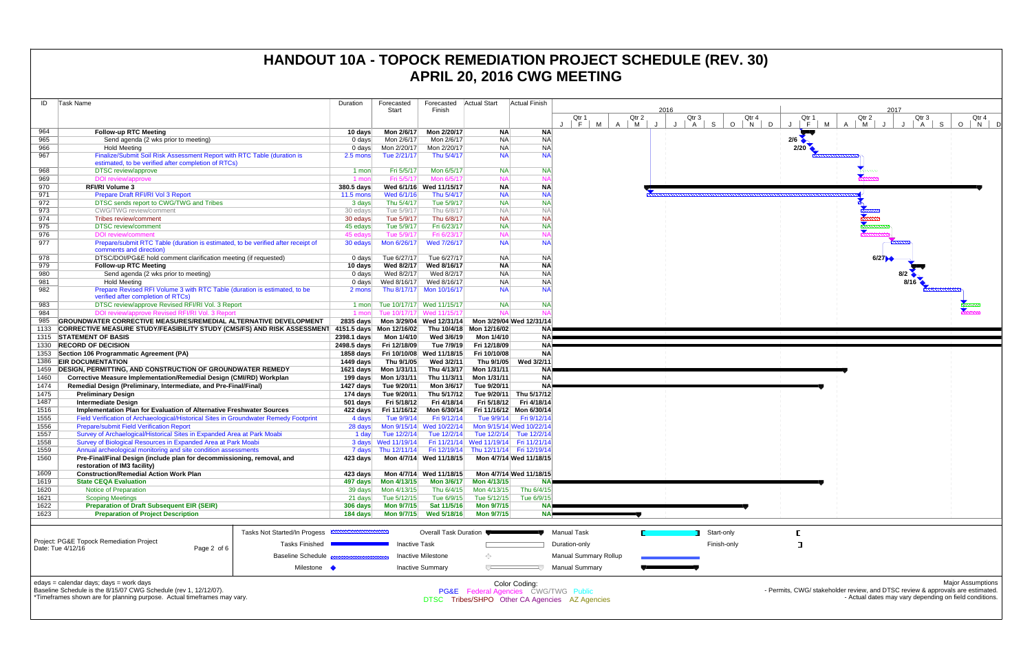# HANDOUT 10A - TOPOCK REMEDIATION PROJECT SCHEDULE (REV. 30)
# APRIL 20, 2016 CWG MEETING

| ID | Task Name | Duration | Forecasted Start | Forecasted Finish | Actual Start | Actual Finish |
|---|---|---|---|---|---|---|
| 964 | **Follow-up RTC Meeting** | **10 days** | **Mon 2/6/17** | **Mon 2/20/17** | **NA** | **NA** |
| 965 | Send agenda (2 wks prior to meeting) | 0 days | Mon 2/6/17 | Mon 2/6/17 | NA | NA |
| 966 | Hold Meeting | 0 days | Mon 2/20/17 | Mon 2/20/17 | NA | NA |
| 967 | Finalize/Submit Soil Risk Assessment Report with RTC Table (duration is estimated, to be verified after completion of RTCs) | 2.5 mons | Tue 2/21/17 | Thu 5/4/17 | NA | NA |
| 968 | DTSC review/approve | 1 mon | Fri 5/5/17 | Mon 6/5/17 | NA | NA |
| 969 | DOI review/approve | 1 mon | Fri 5/5/17 | Mon 6/5/17 | NA | NA |
| 970 | **RFI/RI Volume 3** | **380.5 days** | **Wed 6/1/16** | **Wed 11/15/17** | **NA** | **NA** |
| 971 | Prepare Draft RFI/RI Vol 3 Report | 11.5 mons | Wed 6/1/16 | Thu 5/4/17 | NA | NA |
| 972 | DTSC sends report to CWG/TWG and Tribes | 3 days | Thu 5/4/17 | Tue 5/9/17 | NA | NA |
| 973 | CWG/TWG review/comment | 30 edays | Tue 5/9/17 | Thu 6/8/17 | NA | NA |
| 974 | Tribes review/comment | 30 edays | Tue 5/9/17 | Thu 6/8/17 | NA | NA |
| 975 | DTSC review/comment | 45 edays | Tue 5/9/17 | Fri 6/23/17 | NA | NA |
| 976 | DOI review/comment | 45 edays | Tue 5/9/17 | Fri 6/23/17 | NA | NA |
| 977 | Prepare/submit RTC Table (duration is estimated, to be verified after receipt of comments and direction) | 30 edays | Mon 6/26/17 | Wed 7/26/17 | NA | NA |
| 978 | DTSC/DOI/PG&E hold comment clarification meeting (if requested) | 0 days | Tue 6/27/17 | Tue 6/27/17 | NA | NA |
| 979 | **Follow-up RTC Meeting** | **10 days** | **Wed 8/2/17** | **Wed 8/16/17** | **NA** | **NA** |
| 980 | Send agenda (2 wks prior to meeting) | 0 days | Wed 8/2/17 | Wed 8/2/17 | NA | NA |
| 981 | Hold Meeting | 0 days | Wed 8/16/17 | Wed 8/16/17 | NA | NA |
| 982 | Prepare Revised RFI Volume 3 with RTC Table (duration is estimated, to be verified after completion of RTCs) | 2 mons | Thu 8/17/17 | Mon 10/16/17 | NA | NA |
| 983 | DTSC review/approve Revised RFI/RI Vol. 3 Report | 1 mon | Tue 10/17/17 | Wed 11/15/17 | NA | NA |
| 984 | DOI review/approve Revised RFI/RI Vol. 3 Report | 1 mon | Tue 10/17/17 | Wed 11/15/17 | NA | NA |
| 985 | **GROUNDWATER CORRECTIVE MEASURES/REMEDIAL ALTERNATIVE DEVELOPMENT** | **2835 days** | **Mon 3/29/04** | **Wed 12/31/14** | **Mon 3/29/04** | **Wed 12/31/14** |
| 1133 | **CORRECTIVE MEASURE STUDY/FEASIBILITY STUDY (CMS/FS) AND RISK ASSESSMENT** | **4151.5 days** | **Mon 12/16/02** | **Thu 10/4/18** | **Mon 12/16/02** | **NA** |
| 1315 | **STATEMENT OF BASIS** | **2398.1 days** | **Mon 1/4/10** | **Wed 3/6/19** | **Mon 1/4/10** | **NA** |
| 1330 | **RECORD OF DECISION** | **2498.5 days** | **Fri 12/18/09** | **Tue 7/9/19** | **Fri 12/18/09** | **NA** |
| 1353 | **Section 106 Programmatic Agreement (PA)** | **1858 days** | **Fri 10/10/08** | **Wed 11/18/15** | **Fri 10/10/08** | **NA** |
| 1386 | **EIR DOCUMENTATION** | **1449 days** | **Thu 9/1/05** | **Wed 3/2/11** | **Thu 9/1/05** | **Wed 3/2/11** |
| 1459 | **DESIGN, PERMITTING, AND CONSTRUCTION OF GROUNDWATER REMEDY** | **1621 days** | **Mon 1/31/11** | **Thu 4/13/17** | **Mon 1/31/11** | **NA** |
| 1460 | **Corrective Measure Implementation/Remedial Design (CMI/RD) Workplan** | **199 days** | **Mon 1/31/11** | **Thu 11/3/11** | **Mon 1/31/11** | **NA** |
| 1474 | **Remedial Design (Preliminary, Intermediate, and Pre-Final/Final)** | **1427 days** | **Tue 9/20/11** | **Mon 3/6/17** | **Tue 9/20/11** | **NA** |
| 1475 | **Preliminary Design** | **174 days** | **Tue 9/20/11** | **Thu 5/17/12** | **Tue 9/20/11** | **Thu 5/17/12** |
| 1487 | **Intermediate Design** | **501 days** | **Fri 5/18/12** | **Fri 4/18/14** | **Fri 5/18/12** | **Fri 4/18/14** |
| 1516 | **Implementation Plan for Evaluation of Alternative Freshwater Sources** | **422 days** | **Fri 11/16/12** | **Mon 6/30/14** | **Fri 11/16/12** | **Mon 6/30/14** |
| 1555 | Field Verification of Archaeological/Historical Sites in Groundwater Remedy Footprint | 4 days | Tue 9/9/14 | Fri 9/12/14 | Tue 9/9/14 | Fri 9/12/14 |
| 1556 | Prepare/submit Field Verification Report | 28 days | Mon 9/15/14 | Wed 10/22/14 | Mon 9/15/14 | Wed 10/22/14 |
| 1557 | Survey of Archaeological/Historical Sites in Expanded Area at Park Moabi | 1 day | Tue 12/2/14 | Tue 12/2/14 | Tue 12/2/14 | Tue 12/2/14 |
| 1558 | Survey of Biological Resources in Expanded Area at Park Moabi | 3 days | Wed 11/19/14 | Fri 11/21/14 | Wed 11/19/14 | Fri 11/21/14 |
| 1559 | Annual archeological monitoring and site condition assessments | 7 days | Thu 12/11/14 | Fri 12/19/14 | Thu 12/11/14 | Fri 12/19/14 |
| 1560 | **Pre-Final/Final Design (include plan for decommissioning, removal, and restoration of IM3 facility)** | **423 days** | **Mon 4/7/14** | **Wed 11/18/15** | **Mon 4/7/14** | **Wed 11/18/15** |
| 1609 | **Construction/Remedial Action Work Plan** | **423 days** | **Mon 4/7/14** | **Wed 11/18/15** | **Mon 4/7/14** | **Wed 11/18/15** |
| 1619 | **State CEQA Evaluation** | **497 days** | **Mon 4/13/15** | **Mon 3/6/17** | **Mon 4/13/15** | **NA** |
| 1620 | Notice of Preparation | 39 days | Mon 4/13/15 | Thu 6/4/15 | Mon 4/13/15 | Thu 6/4/15 |
| 1621 | Scoping Meetings | 21 days | Tue 5/12/15 | Tue 6/9/15 | Tue 5/12/15 | Tue 6/9/15 |
| 1622 | **Preparation of Draft Subsequent EIR (SEIR)** | **306 days** | **Mon 9/7/15** | **Sat 11/5/16** | **Mon 9/7/15** | **NA** |
| 1623 | **Preparation of Project Description** | **184 days** | **Mon 9/7/15** | **Wed 5/18/16** | **Mon 9/7/15** | **NA** |

Project: PG&E Topock Remediation Project
Date: Tue 4/12/16

Legend: Tasks Not Started/In Progess; Tasks Finished; Baseline Schedule; Milestone; Overall Task Duration; Inactive Task; Inactive Milestone; Inactive Summary; Manual Task; Duration-only; Manual Summary Rollup; Manual Summary; Start-only; Finish-only

edays = calendar days; days = work days
Baseline Schedule is the 8/15/07 CWG Schedule (rev 1, 12/12/07).
*Timeframes shown are for planning purpose. Actual timeframes may vary.

Color Coding:
PG&E Federal Agencies CWG/TWG Public
DTSC Tribes/SHPO Other CA Agencies AZ Agencies

Major Assumptions
- Permits, CWG/ stakeholder review, and DTSC review & approvals are estimated.
- Actual dates may vary depending on field conditions.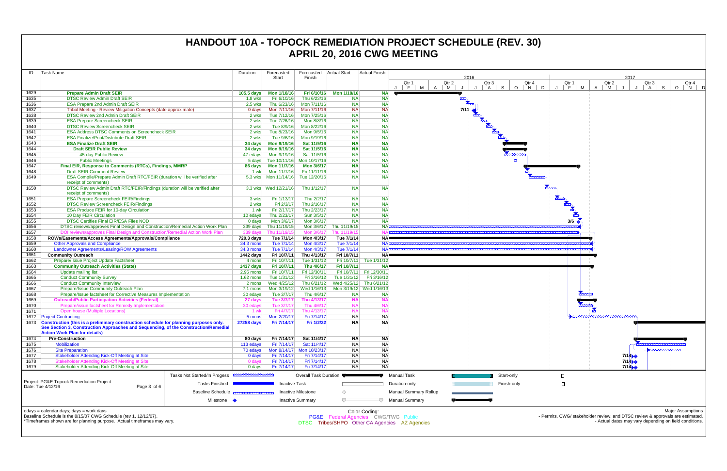# HANDOUT 10A - TOPOCK REMEDIATION PROJECT SCHEDULE (REV. 30)
# APRIL 20, 2016 CWG MEETING

| ID | Task Name | Duration | Forecasted Start | Forecasted Finish | Actual Start | Actual Finish |
|---|---|---|---|---|---|---|
| 1629 | **Prepare Admin Draft SEIR** | **105.5 days** | **Mon 1/18/16** | **Fri 6/10/16** | **Mon 1/18/16** | **NA** |
| 1635 | DTSC Review Admin Draft SEIR | 1.8 wks | Fri 6/10/16 | Thu 6/23/16 | NA | NA |
| 1636 | ESA Prepare 2nd Admin Draft SEIR | 2.5 wks | Thu 6/23/16 | Mon 7/11/16 | NA | NA |
| 1637 | Tribal Meeting - Review Mitigation Concepts (date approximate) | 0 days | Mon 7/11/16 | Mon 7/11/16 | NA | NA |
| 1638 | DTSC Review 2nd Admin Draft SEIR | 2 wks | Tue 7/12/16 | Mon 7/25/16 | NA | NA |
| 1639 | ESA Prepare Screencheck SEIR | 2 wks | Tue 7/26/16 | Mon 8/8/16 | NA | NA |
| 1640 | DTSC Review Screencheck SEIR | 2 wks | Tue 8/9/16 | Mon 8/22/16 | NA | NA |
| 1641 | ESA Address DTSC Comments on Screencheck SEIR | 2 wks | Tue 8/23/16 | Mon 9/5/16 | NA | NA |
| 1642 | ESA Finalize/Print/Distribute Draft SEIR | 2 wks | Tue 9/6/16 | Mon 9/19/16 | NA | NA |
| 1643 | **ESA Finalize Draft SEIR** | **34 days** | **Mon 9/19/16** | **Sat 11/5/16** | **NA** | **NA** |
| 1644 | **Draft SEIR Public Review** | **34 days** | **Mon 9/19/16** | **Sat 11/5/16** | **NA** | **NA** |
| 1645 | 45-day Public Review | 47 edays | Mon 9/19/16 | Sat 11/5/16 | NA | NA |
| 1646 | Public Meetings | 5 days | Tue 10/11/16 | Mon 10/17/16 | NA | NA |
| 1647 | **Final EIR, Response to Comments (RTCs), Findings, MMRP** | **86 days** | **Mon 11/7/16** | **Mon 3/6/17** | **NA** | **NA** |
| 1648 | Draft SEIR Comment Review | 1 wk | Mon 11/7/16 | Fri 11/11/16 | NA | NA |
| 1649 | ESA Compile/Prepare Admin Draft RTC/FEIR (duration will be verified after receipt of comments) | 5.3 wks | Mon 11/14/16 | Tue 12/20/16 | NA | NA |
| 1650 | DTSC Review Admin Draft RTC/FEIR/Findings (duration will be verified after receipt of comments) | 3.3 wks | Wed 12/21/16 | Thu 1/12/17 | NA | NA |
| 1651 | ESA Prepare Screencheck FEIR/Findings | 3 wks | Fri 1/13/17 | Thu 2/2/17 | NA | NA |
| 1652 | DTSC Review Screencheck FEIR/Findings | 2 wks | Fri 2/3/17 | Thu 2/16/17 | NA | NA |
| 1653 | ESA Produce FEIR for 10-day Circulation | 1 wk | Fri 2/17/17 | Thu 2/23/17 | NA | NA |
| 1654 | 10 Day FEIR Circulation | 10 edays | Thu 2/23/17 | Sun 3/5/17 | NA | NA |
| 1655 | DTSC Certifies Final EIR/ESA Files NOD | 0 days | Mon 3/6/17 | Mon 3/6/17 | NA | NA |
| 1656 | DTSC reviews/approves Final Design and Construction/Remedial Action Work Plan | 339 days | Thu 11/19/15 | Mon 3/6/17 | Thu 11/19/15 | NA |
| 1657 | DOI reviews/approves Final Design and Construction/Remedial Action Work Plan | 339 days | Thu 11/19/15 | Mon 3/6/17 | Thu 11/19/15 | NA |
| 1658 | **ROWs/Easements/Access Agreements/Approvals/Compliance** | **720.3 days** | **Tue 7/1/14** | **Mon 4/3/17** | **Tue 7/1/14** | **NA** |
| 1659 | Other Approvals and Compliance | 34.3 mons | Tue 7/1/14 | Mon 4/3/17 | Tue 7/1/14 | NA |
| 1660 | Landowner Agreements/Leasing/ROW Agreements | 34.3 mons | Tue 7/1/14 | Mon 4/3/17 | Tue 7/1/14 | NA |
| 1661 | **Community Outreach** | **1442 days** | **Fri 10/7/11** | **Thu 4/13/17** | **Fri 10/7/11** | **NA** |
| 1662 | Prepare/Issue Project Update Factsheet | 4 mons | Fri 10/7/11 | Tue 1/31/12 | Fri 10/7/11 | Tue 1/31/12 |
| 1663 | **Community Outreach Activities (State)** | **1437 days** | **Fri 10/7/11** | **Thu 4/6/17** | **Fri 10/7/11** | **NA** |
| 1664 | Update mailing list | 2.95 mons | Fri 10/7/11 | Fri 12/30/11 | Fri 10/7/11 | Fri 12/30/11 |
| 1665 | Conduct Community Survey | 1.62 mons | Tue 1/31/12 | Fri 3/16/12 | Tue 1/31/12 | Fri 3/16/12 |
| 1666 | Conduct Community Interview | 2 mons | Wed 4/25/12 | Thu 6/21/12 | Wed 4/25/12 | Thu 6/21/12 |
| 1667 | Prepare/Issue Community Outreach Plan | 7.1 mons | Mon 3/19/12 | Wed 1/16/13 | Mon 3/19/12 | Wed 1/16/13 |
| 1668 | Prepare/Issue factsheet for Corrective Measures Implementation | 30 edays | Tue 3/7/17 | Thu 4/6/17 | NA | NA |
| 1669 | **Outreach/Public Participation Activities (Federal)** | **27 days** | **Tue 3/7/17** | **Thu 4/13/17** | **NA** | **NA** |
| 1670 | Prepare/issue factsheet for Remedy Implementation | 30 edays | Tue 3/7/17 | Thu 4/6/17 | NA | NA |
| 1671 | Open house (Multiple Locations) | 1 wk | Fri 4/7/17 | Thu 4/13/17 | NA | NA |
| 1672 | Project Contracting | 5 mons | Mon 2/20/17 | Fri 7/14/17 | NA | NA |
| 1673 | **Construction (this is a preliminary construction schedule for planning purposes only. See Section 3, Construction Approaches and Sequencing, of the Construction/Remedial Action Work Plan for details)** | **27258 days** | **Fri 7/14/17** | **Fri 1/2/22** | **NA** | **NA** |
| 1674 | **Pre-Construction** | **80 days** | **Fri 7/14/17** | **Sat 11/4/17** | **NA** | **NA** |
| 1675 | Mobilization | 113 edays | Fri 7/14/17 | Sat 11/4/17 | NA | NA |
| 1676 | Site Preparation | 70 edays | Mon 8/14/17 | Mon 10/23/17 | NA | NA |
| 1677 | Stakeholder Attending Kick-Off Meeting at Site | 0 days | Fri 7/14/17 | Fri 7/14/17 | NA | NA |
| 1678 | Stakeholder Attending Kick-Off Meeting at Site | 0 days | Fri 7/14/17 | Fri 7/14/17 | NA | NA |
| 1679 | Stakeholder Attending Kick-Off Meeting at Site | 0 days | Fri 7/14/17 | Fri 7/14/17 | NA | NA |

Project: PG&E Topock Remediation Project
Date: Tue 4/12/16

Legend: Tasks Not Started/In Progess; Tasks Finished; Baseline Schedule; Milestone; Overall Task Duration; Inactive Task; Inactive Milestone; Inactive Summary; Manual Task; Duration-only; Manual Summary Rollup; Manual Summary; Start-only; Finish-only

edays = calendar days; days = work days
Baseline Schedule is the 8/15/07 CWG Schedule (rev 1, 12/12/07).
*Timeframes shown are for planning purpose. Actual timeframes may vary.

Color Coding:
PG&E Federal Agencies CWG/TWG Public
DTSC Tribes/SHPO Other CA Agencies AZ Agencies

Major Assumptions
- Permits, CWG/ stakeholder review, and DTSC review & approvals are estimated.
- Actual dates may vary depending on field conditions.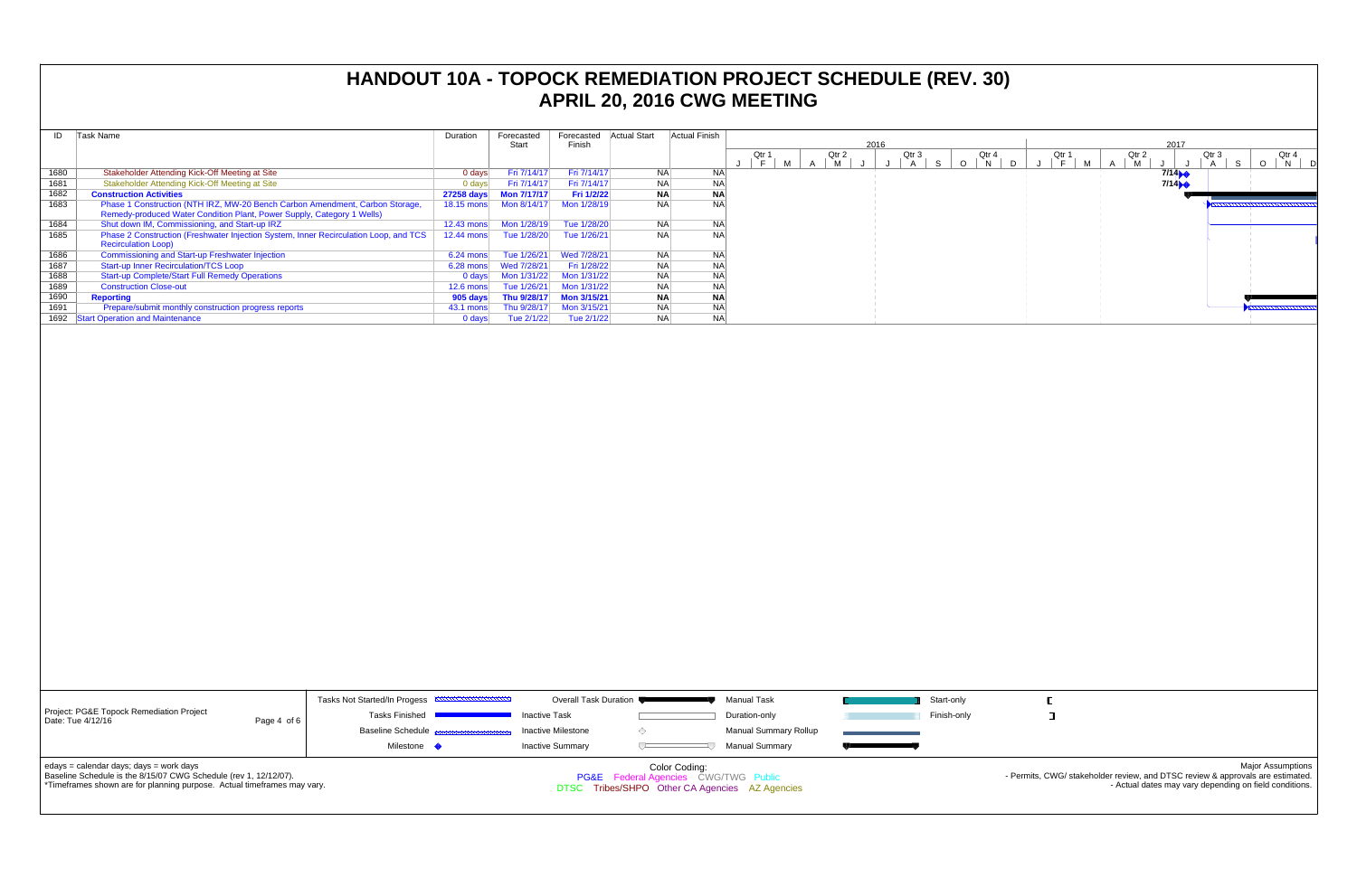# HANDOUT 10A - TOPOCK REMEDIATION PROJECT SCHEDULE (REV. 30)
# APRIL 20, 2016 CWG MEETING

| ID | Task Name | Duration | Forecasted Start | Forecasted Finish | Actual Start | Actual Finish |
|---|---|---|---|---|---|---|
| 1680 | Stakeholder Attending Kick-Off Meeting at Site | 0 days | Fri 7/14/17 | Fri 7/14/17 | NA | NA |
| 1681 | Stakeholder Attending Kick-Off Meeting at Site | 0 days | Fri 7/14/17 | Fri 7/14/17 | NA | NA |
| 1682 | **Construction Activities** | **27258 days** | **Mon 7/17/17** | **Fri 1/2/22** | **NA** | **NA** |
| 1683 | Phase 1 Construction (NTH IRZ, MW-20 Bench Carbon Amendment, Carbon Storage, Remedy-produced Water Condition Plant, Power Supply, Category 1 Wells) | 18.15 mons | Mon 8/14/17 | Mon 1/28/19 | NA | NA |
| 1684 | Shut down IM, Commissioning, and Start-up IRZ | 12.43 mons | Mon 1/28/19 | Tue 1/28/20 | NA | NA |
| 1685 | Phase 2 Construction (Freshwater Injection System, Inner Recirculation Loop, and TCS Recirculation Loop) | 12.44 mons | Tue 1/28/20 | Tue 1/26/21 | NA | NA |
| 1686 | Commissioning and Start-up Freshwater Injection | 6.24 mons | Tue 1/26/21 | Wed 7/28/21 | NA | NA |
| 1687 | Start-up Inner Recirculation/TCS Loop | 6.28 mons | Wed 7/28/21 | Fri 1/28/22 | NA | NA |
| 1688 | Start-up Complete/Start Full Remedy Operations | 0 days | Mon 1/31/22 | Mon 1/31/22 | NA | NA |
| 1689 | Construction Close-out | 12.6 mons | Tue 1/26/21 | Mon 1/31/22 | NA | NA |
| 1690 | **Reporting** | **905 days** | **Thu 9/28/17** | **Mon 3/15/21** | **NA** | **NA** |
| 1691 | Prepare/submit monthly construction progress reports | 43.1 mons | Thu 9/28/17 | Mon 3/15/21 | NA | NA |
| 1692 | Start Operation and Maintenance | 0 days | Tue 2/1/22 | Tue 2/1/22 | NA | NA |

Project: PG&E Topock Remediation Project
Date: Tue 4/12/16

Legend: Tasks Not Started/In Progess; Tasks Finished; Baseline Schedule; Milestone; Overall Task Duration; Inactive Task; Inactive Milestone; Inactive Summary; Manual Task; Duration-only; Manual Summary Rollup; Manual Summary; Start-only; Finish-only

edays = calendar days; days = work days
Baseline Schedule is the 8/15/07 CWG Schedule (rev 1, 12/12/07).
*Timeframes shown are for planning purpose. Actual timeframes may vary.

Color Coding:
PG&E Federal Agencies CWG/TWG Public
DTSC Tribes/SHPO Other CA Agencies AZ Agencies

Major Assumptions
- Permits, CWG/ stakeholder review, and DTSC review & approvals are estimated.
- Actual dates may vary depending on field conditions.